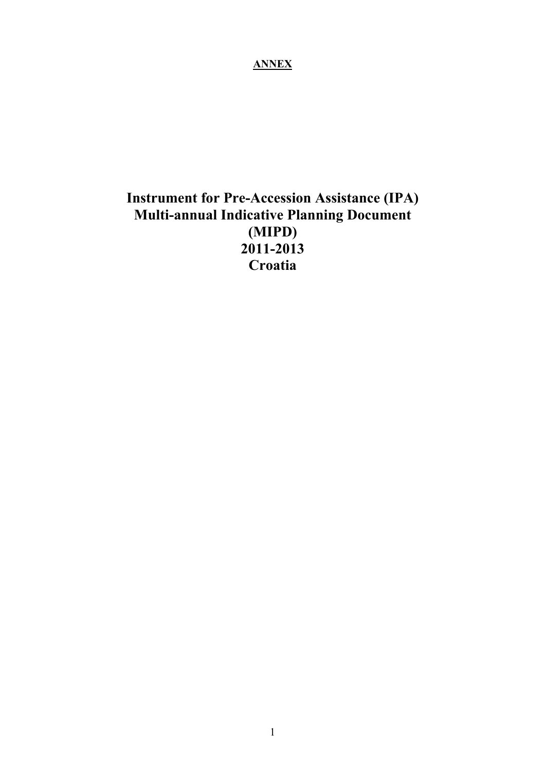**ANNEX**

# Instrument for Pre-Accession Assistance (IPA) Multi-annual Indicative Planning Document (MIPD) 2011-2013 Croatia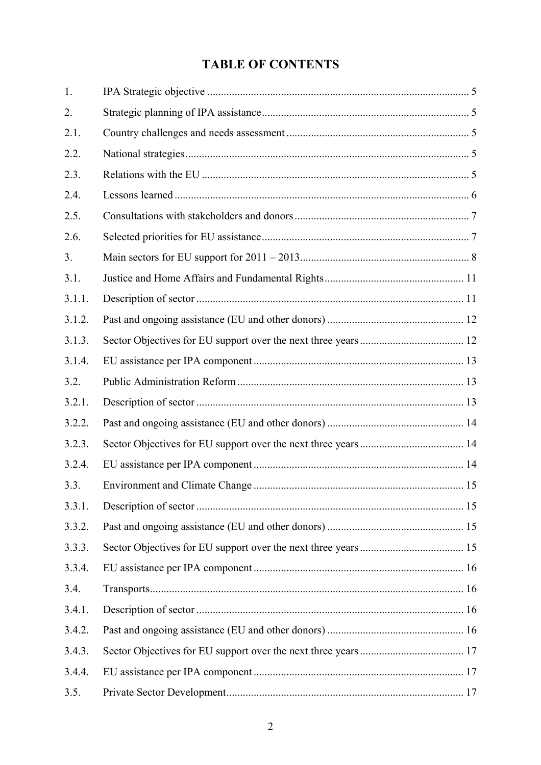# TABLE OF CONTENTS

| | | |
|---|---|---|
| 1. | IPA Strategic objective | 5 |
| 2. | Strategic planning of IPA assistance | 5 |
| 2.1. | Country challenges and needs assessment | 5 |
| 2.2. | National strategies | 5 |
| 2.3. | Relations with the EU | 5 |
| 2.4. | Lessons learned | 6 |
| 2.5. | Consultations with stakeholders and donors | 7 |
| 2.6. | Selected priorities for EU assistance | 7 |
| 3. | Main sectors for EU support for 2011 – 2013 | 8 |
| 3.1. | Justice and Home Affairs and Fundamental Rights | 11 |
| 3.1.1. | Description of sector | 11 |
| 3.1.2. | Past and ongoing assistance (EU and other donors) | 12 |
| 3.1.3. | Sector Objectives for EU support over the next three years | 12 |
| 3.1.4. | EU assistance per IPA component | 13 |
| 3.2. | Public Administration Reform | 13 |
| 3.2.1. | Description of sector | 13 |
| 3.2.2. | Past and ongoing assistance (EU and other donors) | 14 |
| 3.2.3. | Sector Objectives for EU support over the next three years | 14 |
| 3.2.4. | EU assistance per IPA component | 14 |
| 3.3. | Environment and Climate Change | 15 |
| 3.3.1. | Description of sector | 15 |
| 3.3.2. | Past and ongoing assistance (EU and other donors) | 15 |
| 3.3.3. | Sector Objectives for EU support over the next three years | 15 |
| 3.3.4. | EU assistance per IPA component | 16 |
| 3.4. | Transports | 16 |
| 3.4.1. | Description of sector | 16 |
| 3.4.2. | Past and ongoing assistance (EU and other donors) | 16 |
| 3.4.3. | Sector Objectives for EU support over the next three years | 17 |
| 3.4.4. | EU assistance per IPA component | 17 |
| 3.5. | Private Sector Development | 17 |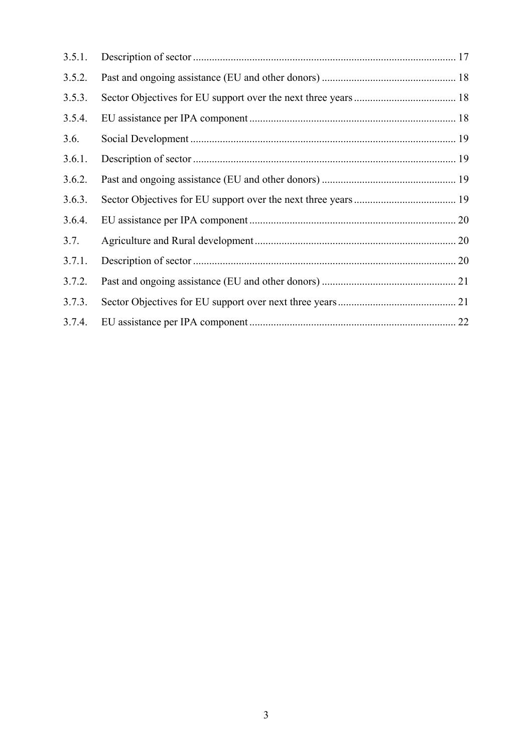| | | |
|---|---|---|
| 3.5.1. | Description of sector | 17 |
| 3.5.2. | Past and ongoing assistance (EU and other donors) | 18 |
| 3.5.3. | Sector Objectives for EU support over the next three years | 18 |
| 3.5.4. | EU assistance per IPA component | 18 |
| 3.6. | Social Development | 19 |
| 3.6.1. | Description of sector | 19 |
| 3.6.2. | Past and ongoing assistance (EU and other donors) | 19 |
| 3.6.3. | Sector Objectives for EU support over the next three years | 19 |
| 3.6.4. | EU assistance per IPA component | 20 |
| 3.7. | Agriculture and Rural development | 20 |
| 3.7.1. | Description of sector | 20 |
| 3.7.2. | Past and ongoing assistance (EU and other donors) | 21 |
| 3.7.3. | Sector Objectives for EU support over next three years | 21 |
| 3.7.4. | EU assistance per IPA component | 22 |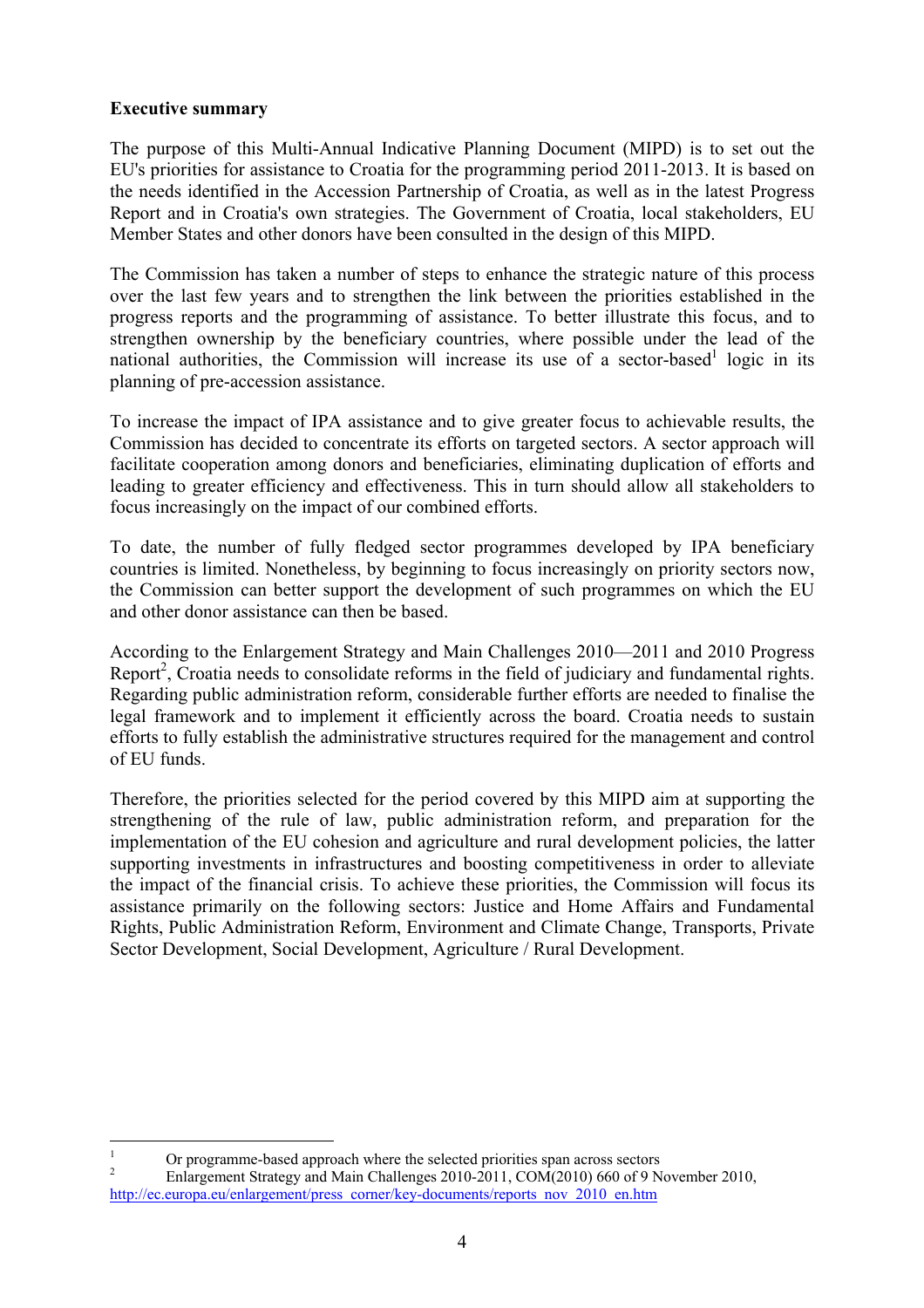**Executive summary**

The purpose of this Multi-Annual Indicative Planning Document (MIPD) is to set out the EU's priorities for assistance to Croatia for the programming period 2011-2013. It is based on the needs identified in the Accession Partnership of Croatia, as well as in the latest Progress Report and in Croatia's own strategies. The Government of Croatia, local stakeholders, EU Member States and other donors have been consulted in the design of this MIPD.

The Commission has taken a number of steps to enhance the strategic nature of this process over the last few years and to strengthen the link between the priorities established in the progress reports and the programming of assistance. To better illustrate this focus, and to strengthen ownership by the beneficiary countries, where possible under the lead of the national authorities, the Commission will increase its use of a sector-based[1] logic in its planning of pre-accession assistance.

To increase the impact of IPA assistance and to give greater focus to achievable results, the Commission has decided to concentrate its efforts on targeted sectors. A sector approach will facilitate cooperation among donors and beneficiaries, eliminating duplication of efforts and leading to greater efficiency and effectiveness. This in turn should allow all stakeholders to focus increasingly on the impact of our combined efforts.

To date, the number of fully fledged sector programmes developed by IPA beneficiary countries is limited. Nonetheless, by beginning to focus increasingly on priority sectors now, the Commission can better support the development of such programmes on which the EU and other donor assistance can then be based.

According to the Enlargement Strategy and Main Challenges 2010—2011 and 2010 Progress Report[2], Croatia needs to consolidate reforms in the field of judiciary and fundamental rights. Regarding public administration reform, considerable further efforts are needed to finalise the legal framework and to implement it efficiently across the board. Croatia needs to sustain efforts to fully establish the administrative structures required for the management and control of EU funds.

Therefore, the priorities selected for the period covered by this MIPD aim at supporting the strengthening of the rule of law, public administration reform, and preparation for the implementation of the EU cohesion and agriculture and rural development policies, the latter supporting investments in infrastructures and boosting competitiveness in order to alleviate the impact of the financial crisis. To achieve these priorities, the Commission will focus its assistance primarily on the following sectors: Justice and Home Affairs and Fundamental Rights, Public Administration Reform, Environment and Climate Change, Transports, Private Sector Development, Social Development, Agriculture / Rural Development.

---

[1] Or programme-based approach where the selected priorities span across sectors

[2] Enlargement Strategy and Main Challenges 2010-2011, COM(2010) 660 of 9 November 2010, http://ec.europa.eu/enlargement/press_corner/key-documents/reports_nov_2010_en.htm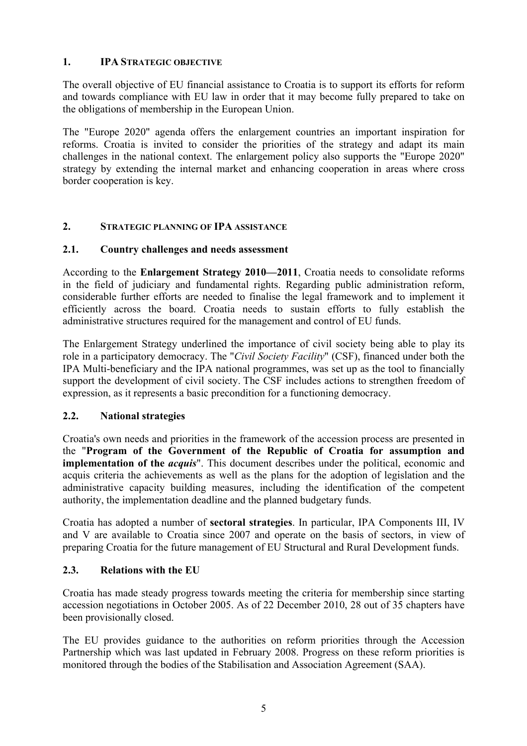## 1. IPA STRATEGIC OBJECTIVE

The overall objective of EU financial assistance to Croatia is to support its efforts for reform and towards compliance with EU law in order that it may become fully prepared to take on the obligations of membership in the European Union.

The "Europe 2020" agenda offers the enlargement countries an important inspiration for reforms. Croatia is invited to consider the priorities of the strategy and adapt its main challenges in the national context. The enlargement policy also supports the "Europe 2020" strategy by extending the internal market and enhancing cooperation in areas where cross border cooperation is key.

## 2. STRATEGIC PLANNING OF IPA ASSISTANCE

### 2.1. Country challenges and needs assessment

According to the **Enlargement Strategy 2010—2011**, Croatia needs to consolidate reforms in the field of judiciary and fundamental rights. Regarding public administration reform, considerable further efforts are needed to finalise the legal framework and to implement it efficiently across the board. Croatia needs to sustain efforts to fully establish the administrative structures required for the management and control of EU funds.

The Enlargement Strategy underlined the importance of civil society being able to play its role in a participatory democracy. The "*Civil Society Facility*" (CSF), financed under both the IPA Multi-beneficiary and the IPA national programmes, was set up as the tool to financially support the development of civil society. The CSF includes actions to strengthen freedom of expression, as it represents a basic precondition for a functioning democracy.

### 2.2. National strategies

Croatia's own needs and priorities in the framework of the accession process are presented in the "**Program of the Government of the Republic of Croatia for assumption and implementation of the *acquis***". This document describes under the political, economic and acquis criteria the achievements as well as the plans for the adoption of legislation and the administrative capacity building measures, including the identification of the competent authority, the implementation deadline and the planned budgetary funds.

Croatia has adopted a number of **sectoral strategies**. In particular, IPA Components III, IV and V are available to Croatia since 2007 and operate on the basis of sectors, in view of preparing Croatia for the future management of EU Structural and Rural Development funds.

### 2.3. Relations with the EU

Croatia has made steady progress towards meeting the criteria for membership since starting accession negotiations in October 2005. As of 22 December 2010, 28 out of 35 chapters have been provisionally closed.

The EU provides guidance to the authorities on reform priorities through the Accession Partnership which was last updated in February 2008. Progress on these reform priorities is monitored through the bodies of the Stabilisation and Association Agreement (SAA).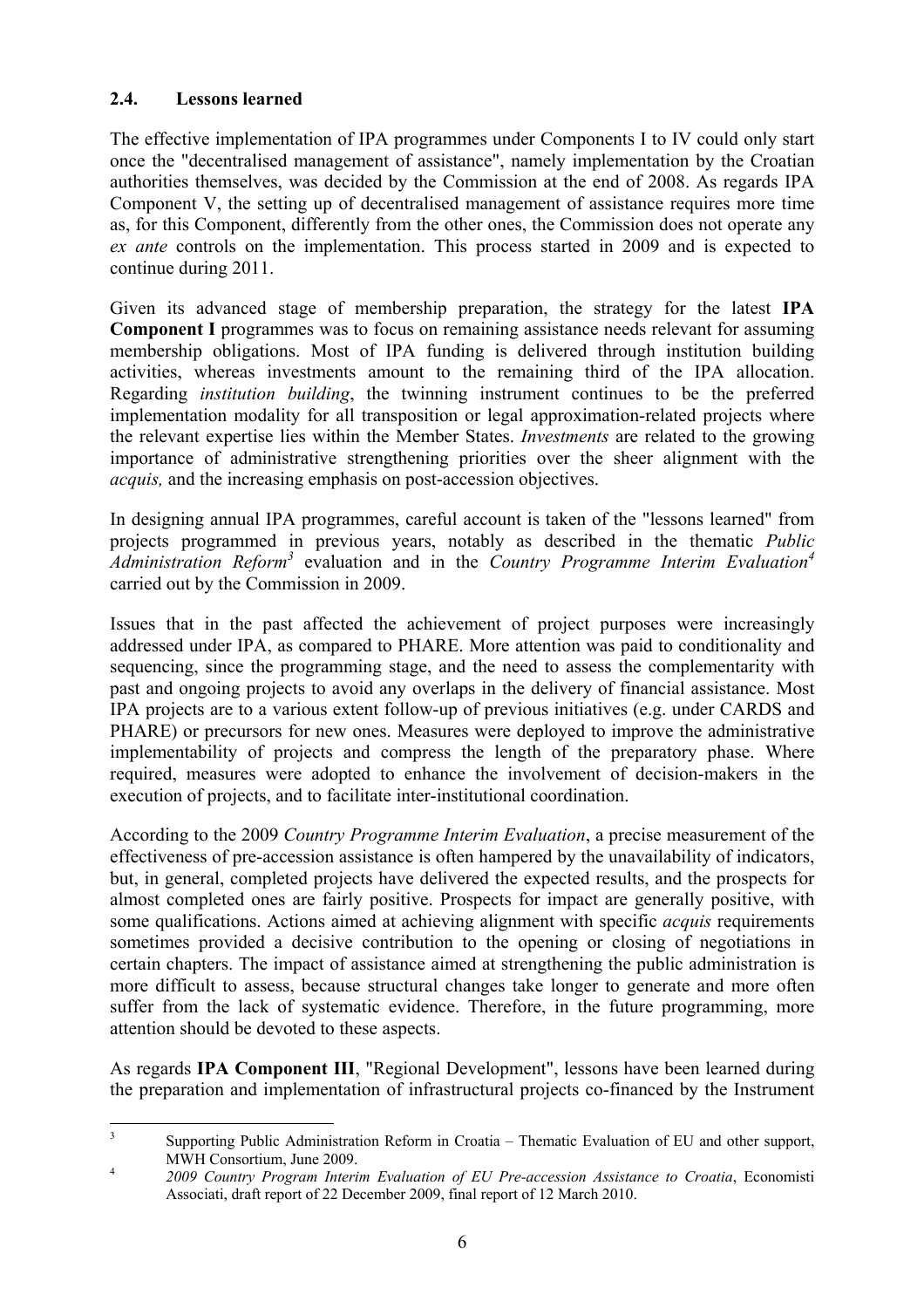## 2.4. Lessons learned

The effective implementation of IPA programmes under Components I to IV could only start once the "decentralised management of assistance", namely implementation by the Croatian authorities themselves, was decided by the Commission at the end of 2008. As regards IPA Component V, the setting up of decentralised management of assistance requires more time as, for this Component, differently from the other ones, the Commission does not operate any *ex ante* controls on the implementation. This process started in 2009 and is expected to continue during 2011.

Given its advanced stage of membership preparation, the strategy for the latest **IPA Component I** programmes was to focus on remaining assistance needs relevant for assuming membership obligations. Most of IPA funding is delivered through institution building activities, whereas investments amount to the remaining third of the IPA allocation. Regarding *institution building*, the twinning instrument continues to be the preferred implementation modality for all transposition or legal approximation-related projects where the relevant expertise lies within the Member States. *Investments* are related to the growing importance of administrative strengthening priorities over the sheer alignment with the *acquis,* and the increasing emphasis on post-accession objectives.

In designing annual IPA programmes, careful account is taken of the "lessons learned" from projects programmed in previous years, notably as described in the thematic *Public Administration Reform*[3] evaluation and in the *Country Programme Interim Evaluation*[4] carried out by the Commission in 2009.

Issues that in the past affected the achievement of project purposes were increasingly addressed under IPA, as compared to PHARE. More attention was paid to conditionality and sequencing, since the programming stage, and the need to assess the complementarity with past and ongoing projects to avoid any overlaps in the delivery of financial assistance. Most IPA projects are to a various extent follow-up of previous initiatives (e.g. under CARDS and PHARE) or precursors for new ones. Measures were deployed to improve the administrative implementability of projects and compress the length of the preparatory phase. Where required, measures were adopted to enhance the involvement of decision-makers in the execution of projects, and to facilitate inter-institutional coordination.

According to the 2009 *Country Programme Interim Evaluation*, a precise measurement of the effectiveness of pre-accession assistance is often hampered by the unavailability of indicators, but, in general, completed projects have delivered the expected results, and the prospects for almost completed ones are fairly positive. Prospects for impact are generally positive, with some qualifications. Actions aimed at achieving alignment with specific *acquis* requirements sometimes provided a decisive contribution to the opening or closing of negotiations in certain chapters. The impact of assistance aimed at strengthening the public administration is more difficult to assess, because structural changes take longer to generate and more often suffer from the lack of systematic evidence. Therefore, in the future programming, more attention should be devoted to these aspects.

As regards **IPA Component III**, "Regional Development", lessons have been learned during the preparation and implementation of infrastructural projects co-financed by the Instrument

---

[3] Supporting Public Administration Reform in Croatia – Thematic Evaluation of EU and other support, MWH Consortium, June 2009.

[4] *2009 Country Program Interim Evaluation of EU Pre-accession Assistance to Croatia*, Economisti Associati, draft report of 22 December 2009, final report of 12 March 2010.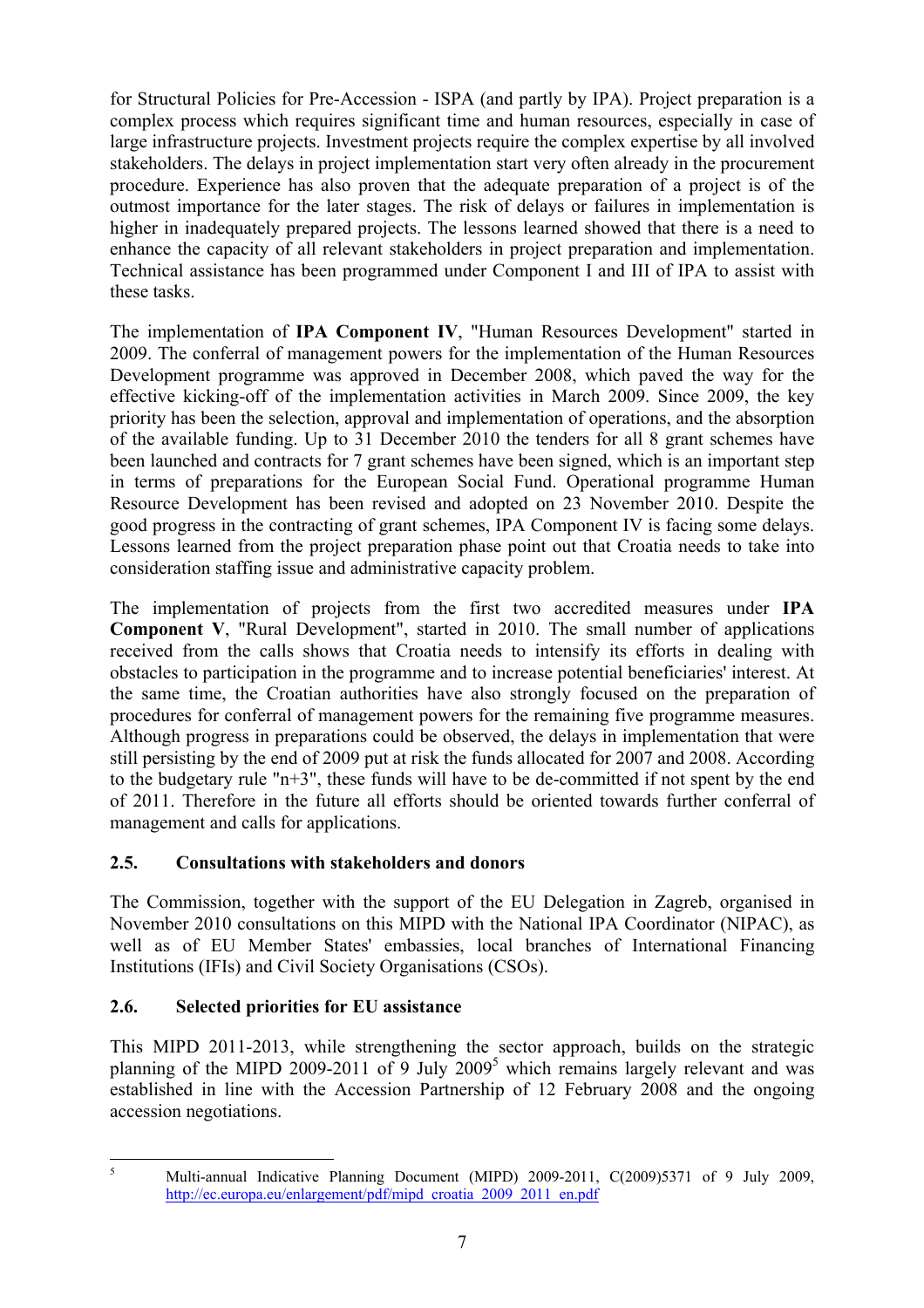for Structural Policies for Pre-Accession - ISPA (and partly by IPA). Project preparation is a complex process which requires significant time and human resources, especially in case of large infrastructure projects. Investment projects require the complex expertise by all involved stakeholders. The delays in project implementation start very often already in the procurement procedure. Experience has also proven that the adequate preparation of a project is of the outmost importance for the later stages. The risk of delays or failures in implementation is higher in inadequately prepared projects. The lessons learned showed that there is a need to enhance the capacity of all relevant stakeholders in project preparation and implementation. Technical assistance has been programmed under Component I and III of IPA to assist with these tasks.

The implementation of **IPA Component IV**, "Human Resources Development" started in 2009. The conferral of management powers for the implementation of the Human Resources Development programme was approved in December 2008, which paved the way for the effective kicking-off of the implementation activities in March 2009. Since 2009, the key priority has been the selection, approval and implementation of operations, and the absorption of the available funding. Up to 31 December 2010 the tenders for all 8 grant schemes have been launched and contracts for 7 grant schemes have been signed, which is an important step in terms of preparations for the European Social Fund. Operational programme Human Resource Development has been revised and adopted on 23 November 2010. Despite the good progress in the contracting of grant schemes, IPA Component IV is facing some delays. Lessons learned from the project preparation phase point out that Croatia needs to take into consideration staffing issue and administrative capacity problem.

The implementation of projects from the first two accredited measures under **IPA Component V**, "Rural Development", started in 2010. The small number of applications received from the calls shows that Croatia needs to intensify its efforts in dealing with obstacles to participation in the programme and to increase potential beneficiaries' interest. At the same time, the Croatian authorities have also strongly focused on the preparation of procedures for conferral of management powers for the remaining five programme measures. Although progress in preparations could be observed, the delays in implementation that were still persisting by the end of 2009 put at risk the funds allocated for 2007 and 2008. According to the budgetary rule "n+3", these funds will have to be de-committed if not spent by the end of 2011. Therefore in the future all efforts should be oriented towards further conferral of management and calls for applications.

### 2.5. Consultations with stakeholders and donors

The Commission, together with the support of the EU Delegation in Zagreb, organised in November 2010 consultations on this MIPD with the National IPA Coordinator (NIPAC), as well as of EU Member States' embassies, local branches of International Financing Institutions (IFIs) and Civil Society Organisations (CSOs).

### 2.6. Selected priorities for EU assistance

This MIPD 2011-2013, while strengthening the sector approach, builds on the strategic planning of the MIPD 2009-2011 of 9 July 2009[5] which remains largely relevant and was established in line with the Accession Partnership of 12 February 2008 and the ongoing accession negotiations.

[5] Multi-annual Indicative Planning Document (MIPD) 2009-2011, C(2009)5371 of 9 July 2009, http://ec.europa.eu/enlargement/pdf/mipd_croatia_2009_2011_en.pdf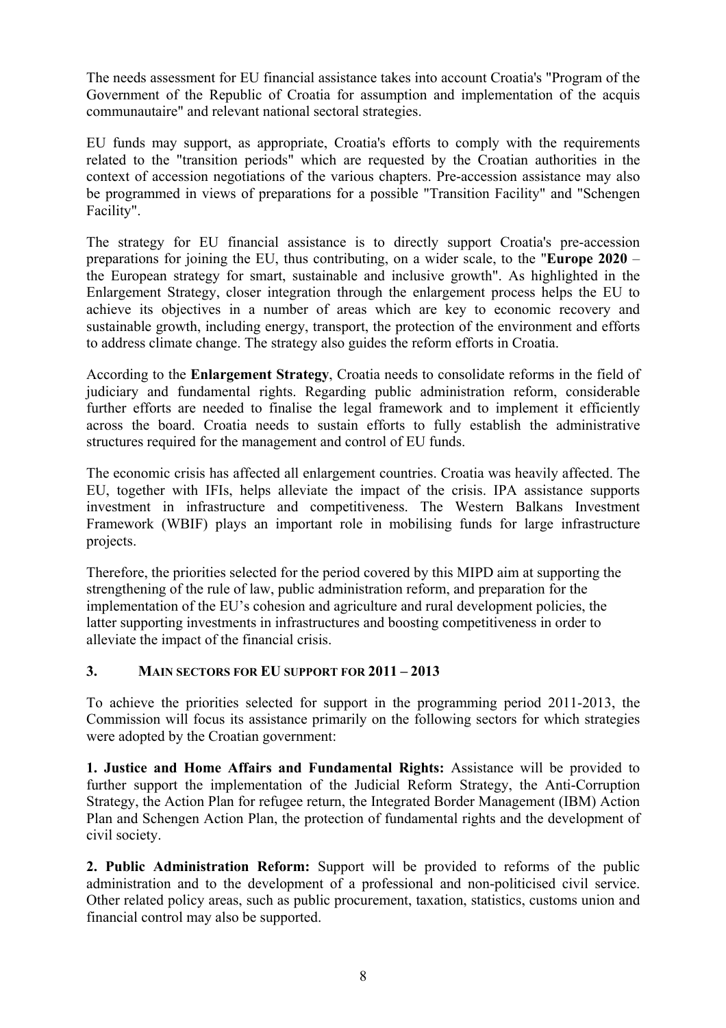The needs assessment for EU financial assistance takes into account Croatia's "Program of the Government of the Republic of Croatia for assumption and implementation of the acquis communautaire" and relevant national sectoral strategies.

EU funds may support, as appropriate, Croatia's efforts to comply with the requirements related to the "transition periods" which are requested by the Croatian authorities in the context of accession negotiations of the various chapters. Pre-accession assistance may also be programmed in views of preparations for a possible "Transition Facility" and "Schengen Facility".

The strategy for EU financial assistance is to directly support Croatia's pre-accession preparations for joining the EU, thus contributing, on a wider scale, to the "**Europe 2020** – the European strategy for smart, sustainable and inclusive growth". As highlighted in the Enlargement Strategy, closer integration through the enlargement process helps the EU to achieve its objectives in a number of areas which are key to economic recovery and sustainable growth, including energy, transport, the protection of the environment and efforts to address climate change. The strategy also guides the reform efforts in Croatia.

According to the **Enlargement Strategy**, Croatia needs to consolidate reforms in the field of judiciary and fundamental rights. Regarding public administration reform, considerable further efforts are needed to finalise the legal framework and to implement it efficiently across the board. Croatia needs to sustain efforts to fully establish the administrative structures required for the management and control of EU funds.

The economic crisis has affected all enlargement countries. Croatia was heavily affected. The EU, together with IFIs, helps alleviate the impact of the crisis. IPA assistance supports investment in infrastructure and competitiveness. The Western Balkans Investment Framework (WBIF) plays an important role in mobilising funds for large infrastructure projects.

Therefore, the priorities selected for the period covered by this MIPD aim at supporting the strengthening of the rule of law, public administration reform, and preparation for the implementation of the EU's cohesion and agriculture and rural development policies, the latter supporting investments in infrastructures and boosting competitiveness in order to alleviate the impact of the financial crisis.

## 3. MAIN SECTORS FOR EU SUPPORT FOR 2011 – 2013

To achieve the priorities selected for support in the programming period 2011-2013, the Commission will focus its assistance primarily on the following sectors for which strategies were adopted by the Croatian government:

**1. Justice and Home Affairs and Fundamental Rights:** Assistance will be provided to further support the implementation of the Judicial Reform Strategy, the Anti-Corruption Strategy, the Action Plan for refugee return, the Integrated Border Management (IBM) Action Plan and Schengen Action Plan, the protection of fundamental rights and the development of civil society.

**2. Public Administration Reform:** Support will be provided to reforms of the public administration and to the development of a professional and non-politicised civil service. Other related policy areas, such as public procurement, taxation, statistics, customs union and financial control may also be supported.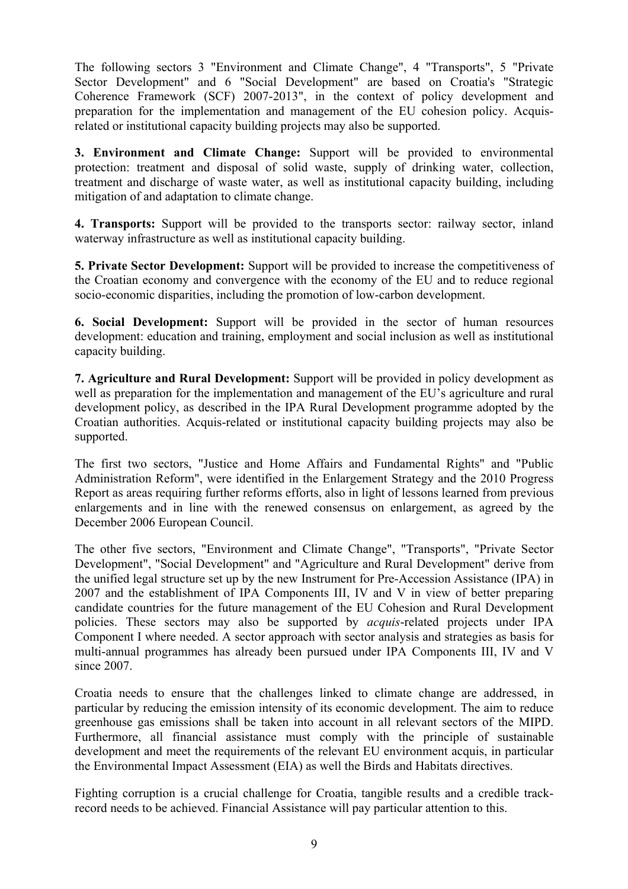The following sectors 3 "Environment and Climate Change", 4 "Transports", 5 "Private Sector Development" and 6 "Social Development" are based on Croatia's "Strategic Coherence Framework (SCF) 2007-2013", in the context of policy development and preparation for the implementation and management of the EU cohesion policy. Acquis-related or institutional capacity building projects may also be supported.

**3. Environment and Climate Change:** Support will be provided to environmental protection: treatment and disposal of solid waste, supply of drinking water, collection, treatment and discharge of waste water, as well as institutional capacity building, including mitigation of and adaptation to climate change.

**4. Transports:** Support will be provided to the transports sector: railway sector, inland waterway infrastructure as well as institutional capacity building.

**5. Private Sector Development:** Support will be provided to increase the competitiveness of the Croatian economy and convergence with the economy of the EU and to reduce regional socio-economic disparities, including the promotion of low-carbon development.

**6. Social Development:** Support will be provided in the sector of human resources development: education and training, employment and social inclusion as well as institutional capacity building.

**7. Agriculture and Rural Development:** Support will be provided in policy development as well as preparation for the implementation and management of the EU's agriculture and rural development policy, as described in the IPA Rural Development programme adopted by the Croatian authorities. Acquis-related or institutional capacity building projects may also be supported.

The first two sectors, "Justice and Home Affairs and Fundamental Rights" and "Public Administration Reform", were identified in the Enlargement Strategy and the 2010 Progress Report as areas requiring further reforms efforts, also in light of lessons learned from previous enlargements and in line with the renewed consensus on enlargement, as agreed by the December 2006 European Council.

The other five sectors, "Environment and Climate Change", "Transports", "Private Sector Development", "Social Development" and "Agriculture and Rural Development" derive from the unified legal structure set up by the new Instrument for Pre-Accession Assistance (IPA) in 2007 and the establishment of IPA Components III, IV and V in view of better preparing candidate countries for the future management of the EU Cohesion and Rural Development policies. These sectors may also be supported by *acquis*-related projects under IPA Component I where needed. A sector approach with sector analysis and strategies as basis for multi-annual programmes has already been pursued under IPA Components III, IV and V since 2007.

Croatia needs to ensure that the challenges linked to climate change are addressed, in particular by reducing the emission intensity of its economic development. The aim to reduce greenhouse gas emissions shall be taken into account in all relevant sectors of the MIPD. Furthermore, all financial assistance must comply with the principle of sustainable development and meet the requirements of the relevant EU environment acquis, in particular the Environmental Impact Assessment (EIA) as well the Birds and Habitats directives.

Fighting corruption is a crucial challenge for Croatia, tangible results and a credible track-record needs to be achieved. Financial Assistance will pay particular attention to this.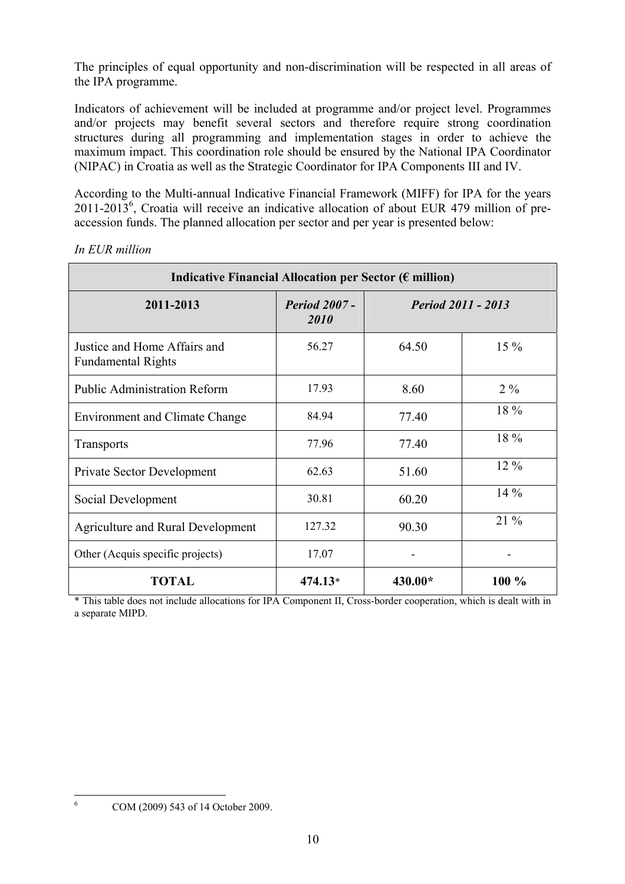The principles of equal opportunity and non-discrimination will be respected in all areas of the IPA programme.

Indicators of achievement will be included at programme and/or project level. Programmes and/or projects may benefit several sectors and therefore require strong coordination structures during all programming and implementation stages in order to achieve the maximum impact. This coordination role should be ensured by the National IPA Coordinator (NIPAC) in Croatia as well as the Strategic Coordinator for IPA Components III and IV.

According to the Multi-annual Indicative Financial Framework (MIFF) for IPA for the years 2011-2013[6], Croatia will receive an indicative allocation of about EUR 479 million of pre-accession funds. The planned allocation per sector and per year is presented below:

*In EUR million*

| Indicative Financial Allocation per Sector (€ million) | | | |
|---|---|---|---|
| **2011-2013** | ***Period 2007 - 2010*** | ***Period 2011 - 2013*** | |
| Justice and Home Affairs and Fundamental Rights | 56.27 | 64.50 | 15 % |
| Public Administration Reform | 17.93 | 8.60 | 2 % |
| Environment and Climate Change | 84.94 | 77.40 | 18 % |
| Transports | 77.96 | 77.40 | 18 % |
| Private Sector Development | 62.63 | 51.60 | 12 % |
| Social Development | 30.81 | 60.20 | 14 % |
| Agriculture and Rural Development | 127.32 | 90.30 | 21 % |
| Other (Acquis specific projects) | 17.07 | - | - |
| **TOTAL** | **474.13*** | **430.00*** | **100 %** |

* This table does not include allocations for IPA Component II, Cross-border cooperation, which is dealt with in a separate MIPD.

[6] COM (2009) 543 of 14 October 2009.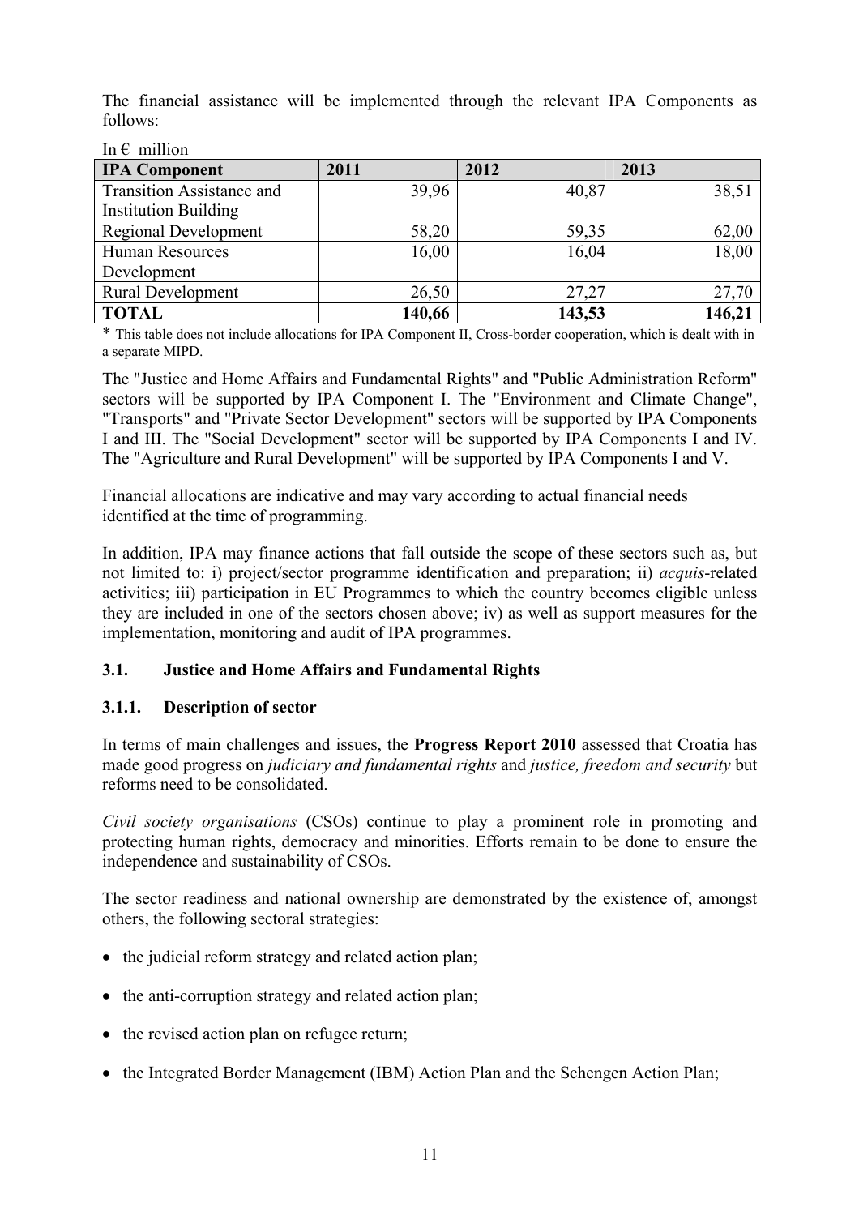The financial assistance will be implemented through the relevant IPA Components as follows:

In € million

| IPA Component | 2011 | 2012 | 2013 |
|---|---|---|---|
| Transition Assistance and Institution Building | 39,96 | 40,87 | 38,51 |
| Regional Development | 58,20 | 59,35 | 62,00 |
| Human Resources Development | 16,00 | 16,04 | 18,00 |
| Rural Development | 26,50 | 27,27 | 27,70 |
| **TOTAL** | **140,66** | **143,53** | **146,21** |

* This table does not include allocations for IPA Component II, Cross-border cooperation, which is dealt with in a separate MIPD.

The "Justice and Home Affairs and Fundamental Rights" and "Public Administration Reform" sectors will be supported by IPA Component I. The "Environment and Climate Change", "Transports" and "Private Sector Development" sectors will be supported by IPA Components I and III. The "Social Development" sector will be supported by IPA Components I and IV. The "Agriculture and Rural Development" will be supported by IPA Components I and V.

Financial allocations are indicative and may vary according to actual financial needs identified at the time of programming.

In addition, IPA may finance actions that fall outside the scope of these sectors such as, but not limited to: i) project/sector programme identification and preparation; ii) *acquis*-related activities; iii) participation in EU Programmes to which the country becomes eligible unless they are included in one of the sectors chosen above; iv) as well as support measures for the implementation, monitoring and audit of IPA programmes.

### 3.1. Justice and Home Affairs and Fundamental Rights

#### 3.1.1. Description of sector

In terms of main challenges and issues, the **Progress Report 2010** assessed that Croatia has made good progress on *judiciary and fundamental rights* and *justice, freedom and security* but reforms need to be consolidated.

*Civil society organisations* (CSOs) continue to play a prominent role in promoting and protecting human rights, democracy and minorities. Efforts remain to be done to ensure the independence and sustainability of CSOs.

The sector readiness and national ownership are demonstrated by the existence of, amongst others, the following sectoral strategies:

- the judicial reform strategy and related action plan;
- the anti-corruption strategy and related action plan;
- the revised action plan on refugee return;
- the Integrated Border Management (IBM) Action Plan and the Schengen Action Plan;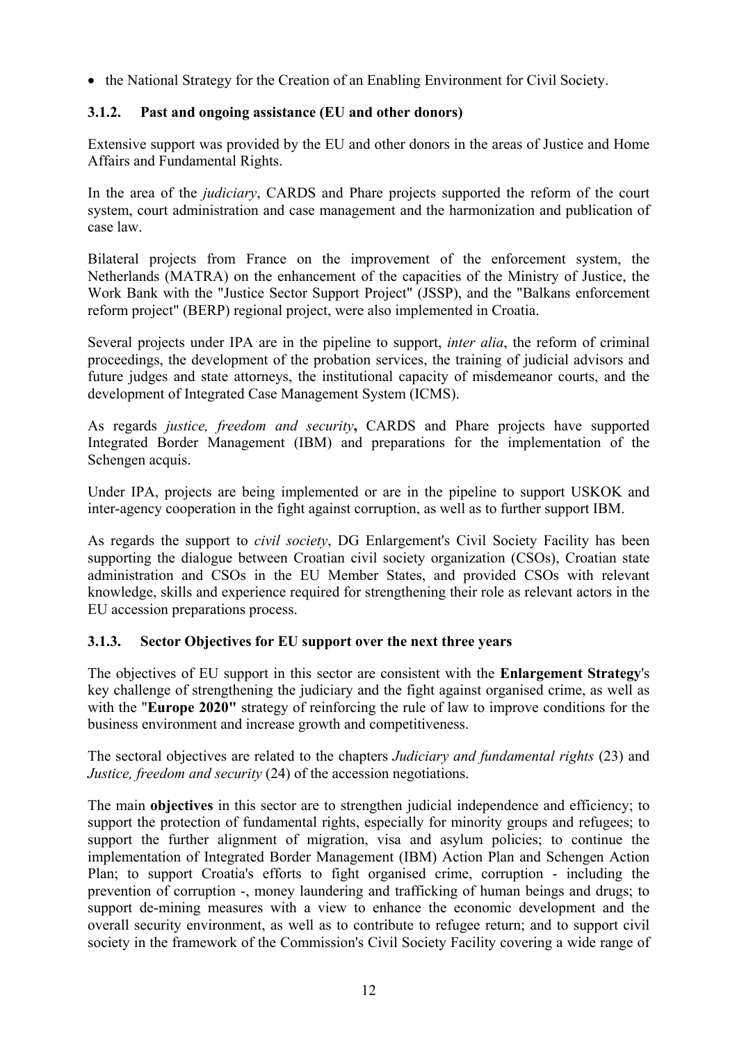- the National Strategy for the Creation of an Enabling Environment for Civil Society.

### 3.1.2. Past and ongoing assistance (EU and other donors)

Extensive support was provided by the EU and other donors in the areas of Justice and Home Affairs and Fundamental Rights.

In the area of the *judiciary*, CARDS and Phare projects supported the reform of the court system, court administration and case management and the harmonization and publication of case law.

Bilateral projects from France on the improvement of the enforcement system, the Netherlands (MATRA) on the enhancement of the capacities of the Ministry of Justice, the Work Bank with the "Justice Sector Support Project" (JSSP), and the "Balkans enforcement reform project" (BERP) regional project, were also implemented in Croatia.

Several projects under IPA are in the pipeline to support, *inter alia*, the reform of criminal proceedings, the development of the probation services, the training of judicial advisors and future judges and state attorneys, the institutional capacity of misdemeanor courts, and the development of Integrated Case Management System (ICMS).

As regards *justice, freedom and security***,** CARDS and Phare projects have supported Integrated Border Management (IBM) and preparations for the implementation of the Schengen acquis.

Under IPA, projects are being implemented or are in the pipeline to support USKOK and inter-agency cooperation in the fight against corruption, as well as to further support IBM.

As regards the support to *civil society*, DG Enlargement's Civil Society Facility has been supporting the dialogue between Croatian civil society organization (CSOs), Croatian state administration and CSOs in the EU Member States, and provided CSOs with relevant knowledge, skills and experience required for strengthening their role as relevant actors in the EU accession preparations process.

### 3.1.3. Sector Objectives for EU support over the next three years

The objectives of EU support in this sector are consistent with the **Enlargement Strategy**'s key challenge of strengthening the judiciary and the fight against organised crime, as well as with the "**Europe 2020"** strategy of reinforcing the rule of law to improve conditions for the business environment and increase growth and competitiveness.

The sectoral objectives are related to the chapters *Judiciary and fundamental rights* (23) and *Justice, freedom and security* (24) of the accession negotiations.

The main **objectives** in this sector are to strengthen judicial independence and efficiency; to support the protection of fundamental rights, especially for minority groups and refugees; to support the further alignment of migration, visa and asylum policies; to continue the implementation of Integrated Border Management (IBM) Action Plan and Schengen Action Plan; to support Croatia's efforts to fight organised crime, corruption - including the prevention of corruption -, money laundering and trafficking of human beings and drugs; to support de-mining measures with a view to enhance the economic development and the overall security environment, as well as to contribute to refugee return; and to support civil society in the framework of the Commission's Civil Society Facility covering a wide range of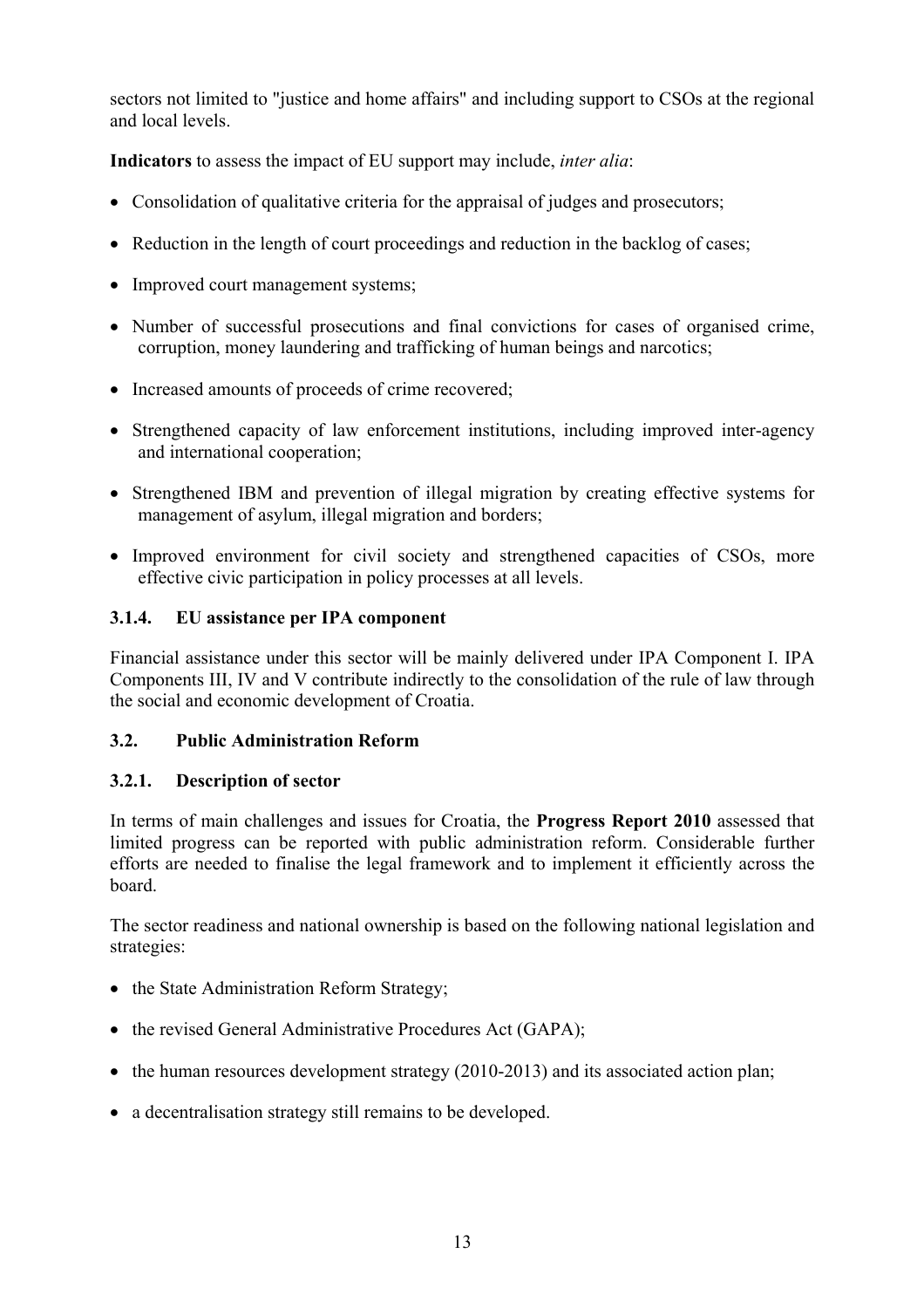sectors not limited to "justice and home affairs" and including support to CSOs at the regional and local levels.

**Indicators** to assess the impact of EU support may include, *inter alia*:

- Consolidation of qualitative criteria for the appraisal of judges and prosecutors;
- Reduction in the length of court proceedings and reduction in the backlog of cases;
- Improved court management systems;
- Number of successful prosecutions and final convictions for cases of organised crime, corruption, money laundering and trafficking of human beings and narcotics;
- Increased amounts of proceeds of crime recovered;
- Strengthened capacity of law enforcement institutions, including improved inter-agency and international cooperation;
- Strengthened IBM and prevention of illegal migration by creating effective systems for management of asylum, illegal migration and borders;
- Improved environment for civil society and strengthened capacities of CSOs, more effective civic participation in policy processes at all levels.

### 3.1.4. EU assistance per IPA component

Financial assistance under this sector will be mainly delivered under IPA Component I. IPA Components III, IV and V contribute indirectly to the consolidation of the rule of law through the social and economic development of Croatia.

## 3.2. Public Administration Reform

### 3.2.1. Description of sector

In terms of main challenges and issues for Croatia, the **Progress Report 2010** assessed that limited progress can be reported with public administration reform. Considerable further efforts are needed to finalise the legal framework and to implement it efficiently across the board.

The sector readiness and national ownership is based on the following national legislation and strategies:

- the State Administration Reform Strategy;
- the revised General Administrative Procedures Act (GAPA);
- the human resources development strategy (2010-2013) and its associated action plan;
- a decentralisation strategy still remains to be developed.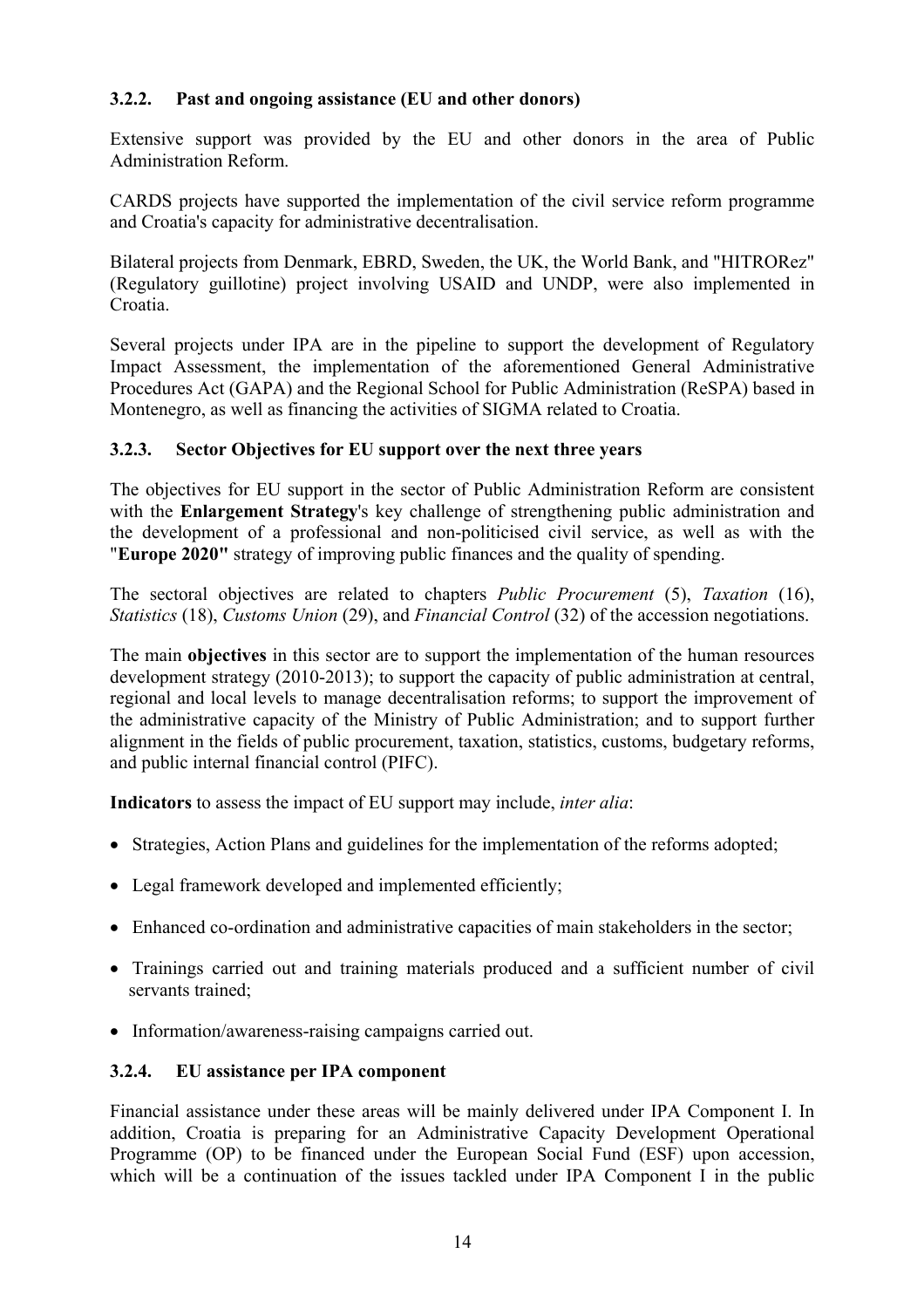### 3.2.2. Past and ongoing assistance (EU and other donors)

Extensive support was provided by the EU and other donors in the area of Public Administration Reform.

CARDS projects have supported the implementation of the civil service reform programme and Croatia's capacity for administrative decentralisation.

Bilateral projects from Denmark, EBRD, Sweden, the UK, the World Bank, and "HITRORez" (Regulatory guillotine) project involving USAID and UNDP, were also implemented in Croatia.

Several projects under IPA are in the pipeline to support the development of Regulatory Impact Assessment, the implementation of the aforementioned General Administrative Procedures Act (GAPA) and the Regional School for Public Administration (ReSPA) based in Montenegro, as well as financing the activities of SIGMA related to Croatia.

### 3.2.3. Sector Objectives for EU support over the next three years

The objectives for EU support in the sector of Public Administration Reform are consistent with the **Enlargement Strategy**'s key challenge of strengthening public administration and the development of a professional and non-politicised civil service, as well as with the "**Europe 2020"** strategy of improving public finances and the quality of spending.

The sectoral objectives are related to chapters *Public Procurement* (5), *Taxation* (16), *Statistics* (18), *Customs Union* (29), and *Financial Control* (32) of the accession negotiations.

The main **objectives** in this sector are to support the implementation of the human resources development strategy (2010-2013); to support the capacity of public administration at central, regional and local levels to manage decentralisation reforms; to support the improvement of the administrative capacity of the Ministry of Public Administration; and to support further alignment in the fields of public procurement, taxation, statistics, customs, budgetary reforms, and public internal financial control (PIFC).

**Indicators** to assess the impact of EU support may include, *inter alia*:

- Strategies, Action Plans and guidelines for the implementation of the reforms adopted;
- Legal framework developed and implemented efficiently;
- Enhanced co-ordination and administrative capacities of main stakeholders in the sector;
- Trainings carried out and training materials produced and a sufficient number of civil servants trained;
- Information/awareness-raising campaigns carried out.

### 3.2.4. EU assistance per IPA component

Financial assistance under these areas will be mainly delivered under IPA Component I. In addition, Croatia is preparing for an Administrative Capacity Development Operational Programme (OP) to be financed under the European Social Fund (ESF) upon accession, which will be a continuation of the issues tackled under IPA Component I in the public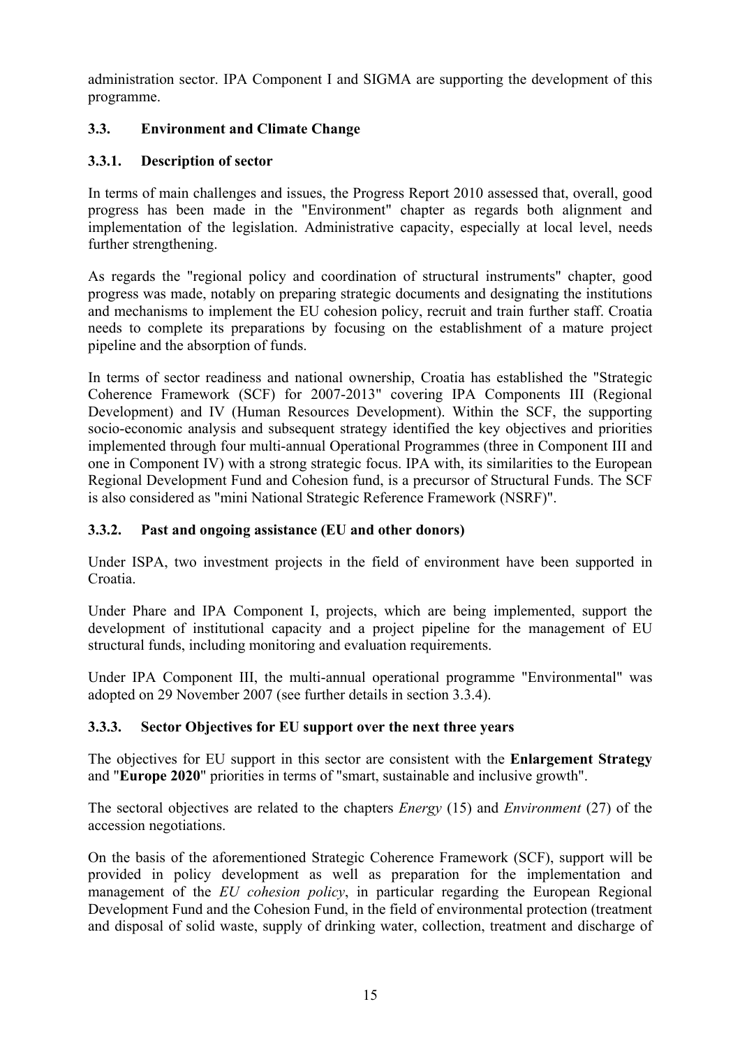administration sector. IPA Component I and SIGMA are supporting the development of this programme.

### 3.3. Environment and Climate Change

#### 3.3.1. Description of sector

In terms of main challenges and issues, the Progress Report 2010 assessed that, overall, good progress has been made in the "Environment" chapter as regards both alignment and implementation of the legislation. Administrative capacity, especially at local level, needs further strengthening.

As regards the "regional policy and coordination of structural instruments" chapter, good progress was made, notably on preparing strategic documents and designating the institutions and mechanisms to implement the EU cohesion policy, recruit and train further staff. Croatia needs to complete its preparations by focusing on the establishment of a mature project pipeline and the absorption of funds.

In terms of sector readiness and national ownership, Croatia has established the "Strategic Coherence Framework (SCF) for 2007-2013" covering IPA Components III (Regional Development) and IV (Human Resources Development). Within the SCF, the supporting socio-economic analysis and subsequent strategy identified the key objectives and priorities implemented through four multi-annual Operational Programmes (three in Component III and one in Component IV) with a strong strategic focus. IPA with, its similarities to the European Regional Development Fund and Cohesion fund, is a precursor of Structural Funds. The SCF is also considered as "mini National Strategic Reference Framework (NSRF)".

#### 3.3.2. Past and ongoing assistance (EU and other donors)

Under ISPA, two investment projects in the field of environment have been supported in Croatia.

Under Phare and IPA Component I, projects, which are being implemented, support the development of institutional capacity and a project pipeline for the management of EU structural funds, including monitoring and evaluation requirements.

Under IPA Component III, the multi-annual operational programme "Environmental" was adopted on 29 November 2007 (see further details in section 3.3.4).

#### 3.3.3. Sector Objectives for EU support over the next three years

The objectives for EU support in this sector are consistent with the **Enlargement Strategy** and "**Europe 2020**" priorities in terms of "smart, sustainable and inclusive growth".

The sectoral objectives are related to the chapters *Energy* (15) and *Environment* (27) of the accession negotiations.

On the basis of the aforementioned Strategic Coherence Framework (SCF), support will be provided in policy development as well as preparation for the implementation and management of the *EU cohesion policy*, in particular regarding the European Regional Development Fund and the Cohesion Fund, in the field of environmental protection (treatment and disposal of solid waste, supply of drinking water, collection, treatment and discharge of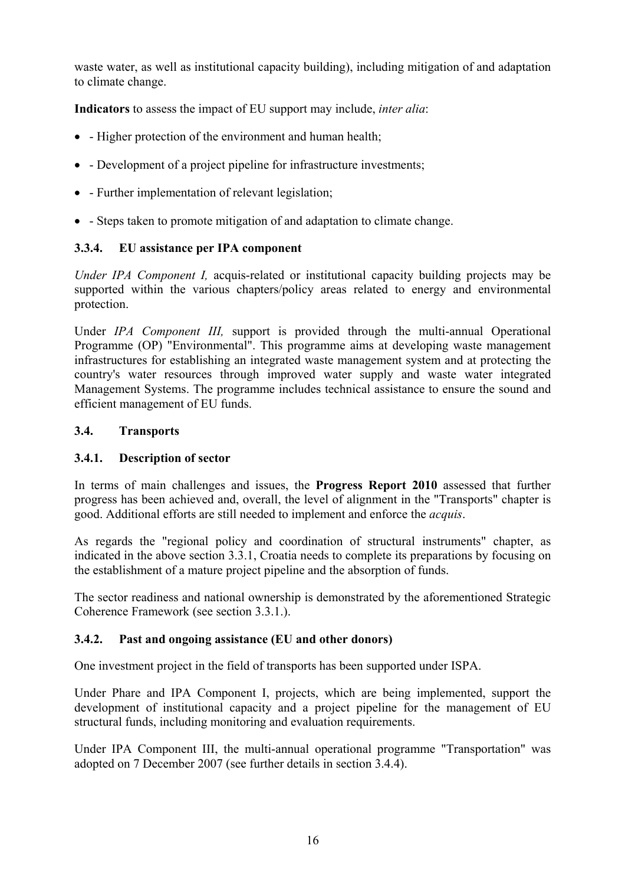waste water, as well as institutional capacity building), including mitigation of and adaptation to climate change.

**Indicators** to assess the impact of EU support may include, *inter alia*:

- - Higher protection of the environment and human health;
- - Development of a project pipeline for infrastructure investments;
- - Further implementation of relevant legislation;
- - Steps taken to promote mitigation of and adaptation to climate change.

### 3.3.4. EU assistance per IPA component

*Under IPA Component I,* acquis-related or institutional capacity building projects may be supported within the various chapters/policy areas related to energy and environmental protection.

Under *IPA Component III,* support is provided through the multi-annual Operational Programme (OP) "Environmental". This programme aims at developing waste management infrastructures for establishing an integrated waste management system and at protecting the country's water resources through improved water supply and waste water integrated Management Systems. The programme includes technical assistance to ensure the sound and efficient management of EU funds.

## 3.4. Transports

### 3.4.1. Description of sector

In terms of main challenges and issues, the **Progress Report 2010** assessed that further progress has been achieved and, overall, the level of alignment in the "Transports" chapter is good. Additional efforts are still needed to implement and enforce the *acquis*.

As regards the "regional policy and coordination of structural instruments" chapter, as indicated in the above section 3.3.1, Croatia needs to complete its preparations by focusing on the establishment of a mature project pipeline and the absorption of funds.

The sector readiness and national ownership is demonstrated by the aforementioned Strategic Coherence Framework (see section 3.3.1.).

### 3.4.2. Past and ongoing assistance (EU and other donors)

One investment project in the field of transports has been supported under ISPA.

Under Phare and IPA Component I, projects, which are being implemented, support the development of institutional capacity and a project pipeline for the management of EU structural funds, including monitoring and evaluation requirements.

Under IPA Component III, the multi-annual operational programme "Transportation" was adopted on 7 December 2007 (see further details in section 3.4.4).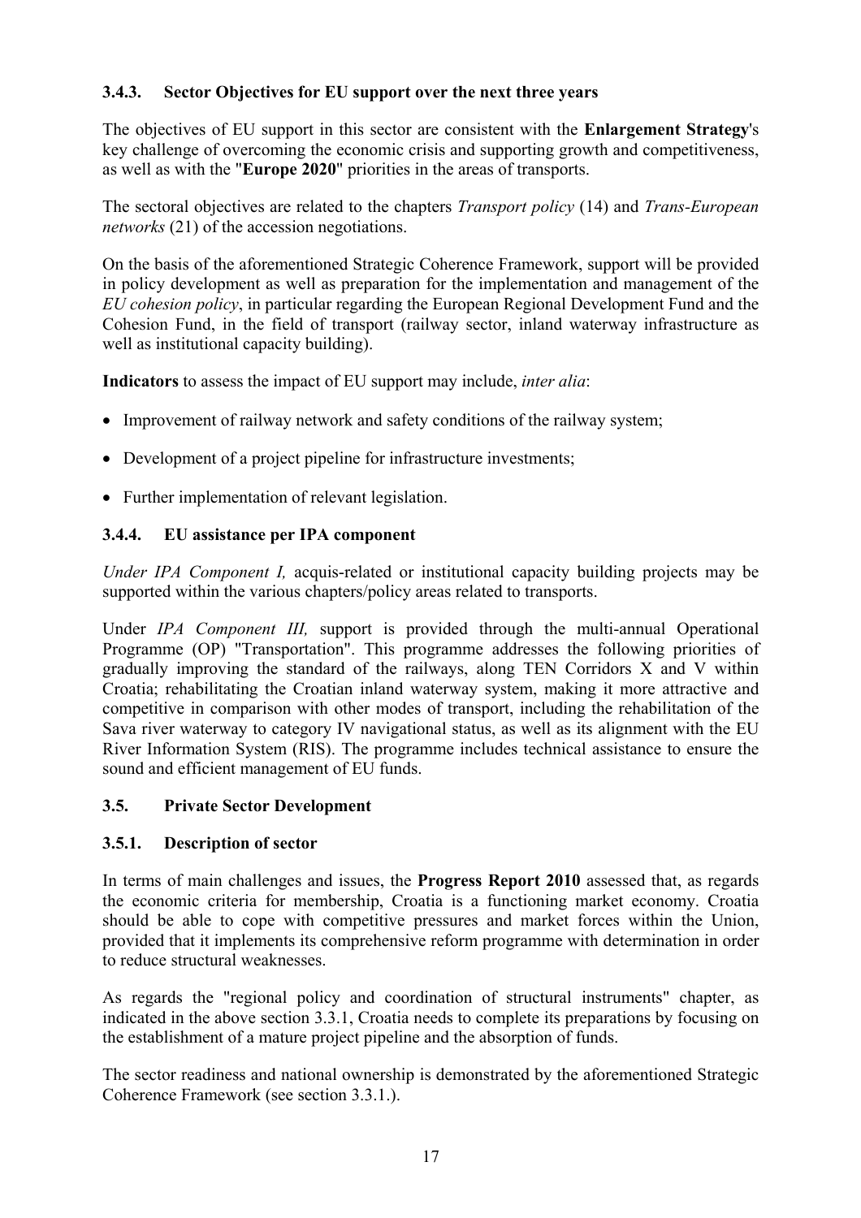### 3.4.3. Sector Objectives for EU support over the next three years

The objectives of EU support in this sector are consistent with the **Enlargement Strategy**'s key challenge of overcoming the economic crisis and supporting growth and competitiveness, as well as with the "**Europe 2020**" priorities in the areas of transports.

The sectoral objectives are related to the chapters *Transport policy* (14) and *Trans-European networks* (21) of the accession negotiations.

On the basis of the aforementioned Strategic Coherence Framework, support will be provided in policy development as well as preparation for the implementation and management of the *EU cohesion policy*, in particular regarding the European Regional Development Fund and the Cohesion Fund, in the field of transport (railway sector, inland waterway infrastructure as well as institutional capacity building).

**Indicators** to assess the impact of EU support may include, *inter alia*:

- Improvement of railway network and safety conditions of the railway system;
- Development of a project pipeline for infrastructure investments;
- Further implementation of relevant legislation.

### 3.4.4. EU assistance per IPA component

*Under IPA Component I,* acquis-related or institutional capacity building projects may be supported within the various chapters/policy areas related to transports.

Under *IPA Component III,* support is provided through the multi-annual Operational Programme (OP) "Transportation". This programme addresses the following priorities of gradually improving the standard of the railways, along TEN Corridors X and V within Croatia; rehabilitating the Croatian inland waterway system, making it more attractive and competitive in comparison with other modes of transport, including the rehabilitation of the Sava river waterway to category IV navigational status, as well as its alignment with the EU River Information System (RIS). The programme includes technical assistance to ensure the sound and efficient management of EU funds.

## 3.5. Private Sector Development

### 3.5.1. Description of sector

In terms of main challenges and issues, the **Progress Report 2010** assessed that, as regards the economic criteria for membership, Croatia is a functioning market economy. Croatia should be able to cope with competitive pressures and market forces within the Union, provided that it implements its comprehensive reform programme with determination in order to reduce structural weaknesses.

As regards the "regional policy and coordination of structural instruments" chapter, as indicated in the above section 3.3.1, Croatia needs to complete its preparations by focusing on the establishment of a mature project pipeline and the absorption of funds.

The sector readiness and national ownership is demonstrated by the aforementioned Strategic Coherence Framework (see section 3.3.1.).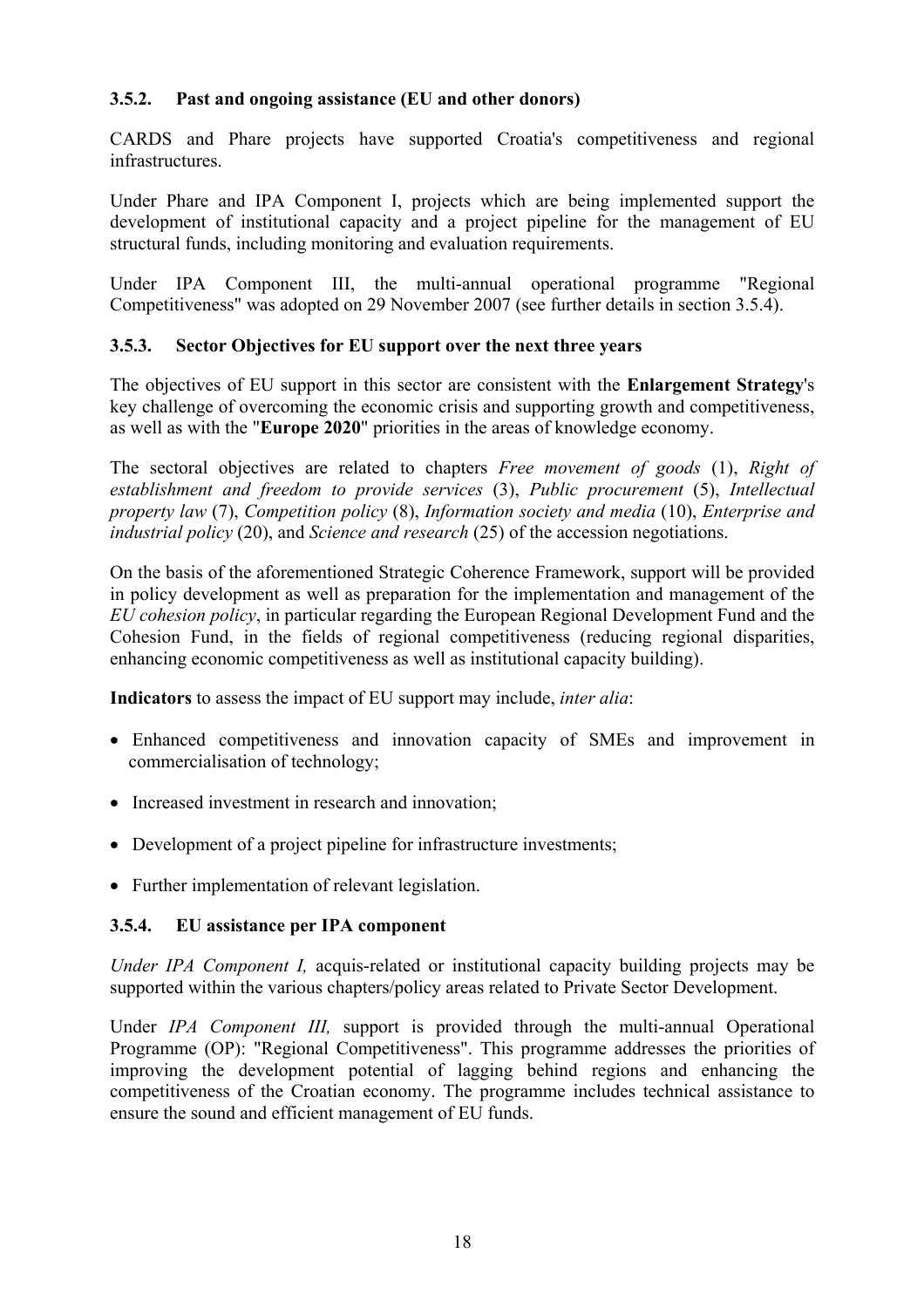### 3.5.2. Past and ongoing assistance (EU and other donors)

CARDS and Phare projects have supported Croatia's competitiveness and regional infrastructures.

Under Phare and IPA Component I, projects which are being implemented support the development of institutional capacity and a project pipeline for the management of EU structural funds, including monitoring and evaluation requirements.

Under IPA Component III, the multi-annual operational programme "Regional Competitiveness" was adopted on 29 November 2007 (see further details in section 3.5.4).

### 3.5.3. Sector Objectives for EU support over the next three years

The objectives of EU support in this sector are consistent with the **Enlargement Strategy**'s key challenge of overcoming the economic crisis and supporting growth and competitiveness, as well as with the "**Europe 2020**" priorities in the areas of knowledge economy.

The sectoral objectives are related to chapters *Free movement of goods* (1), *Right of establishment and freedom to provide services* (3), *Public procurement* (5), *Intellectual property law* (7), *Competition policy* (8), *Information society and media* (10), *Enterprise and industrial policy* (20), and *Science and research* (25) of the accession negotiations.

On the basis of the aforementioned Strategic Coherence Framework, support will be provided in policy development as well as preparation for the implementation and management of the *EU cohesion policy*, in particular regarding the European Regional Development Fund and the Cohesion Fund, in the fields of regional competitiveness (reducing regional disparities, enhancing economic competitiveness as well as institutional capacity building).

**Indicators** to assess the impact of EU support may include, *inter alia*:

- Enhanced competitiveness and innovation capacity of SMEs and improvement in commercialisation of technology;
- Increased investment in research and innovation;
- Development of a project pipeline for infrastructure investments;
- Further implementation of relevant legislation.

### 3.5.4. EU assistance per IPA component

*Under IPA Component I,* acquis-related or institutional capacity building projects may be supported within the various chapters/policy areas related to Private Sector Development.

Under *IPA Component III,* support is provided through the multi-annual Operational Programme (OP): "Regional Competitiveness". This programme addresses the priorities of improving the development potential of lagging behind regions and enhancing the competitiveness of the Croatian economy. The programme includes technical assistance to ensure the sound and efficient management of EU funds.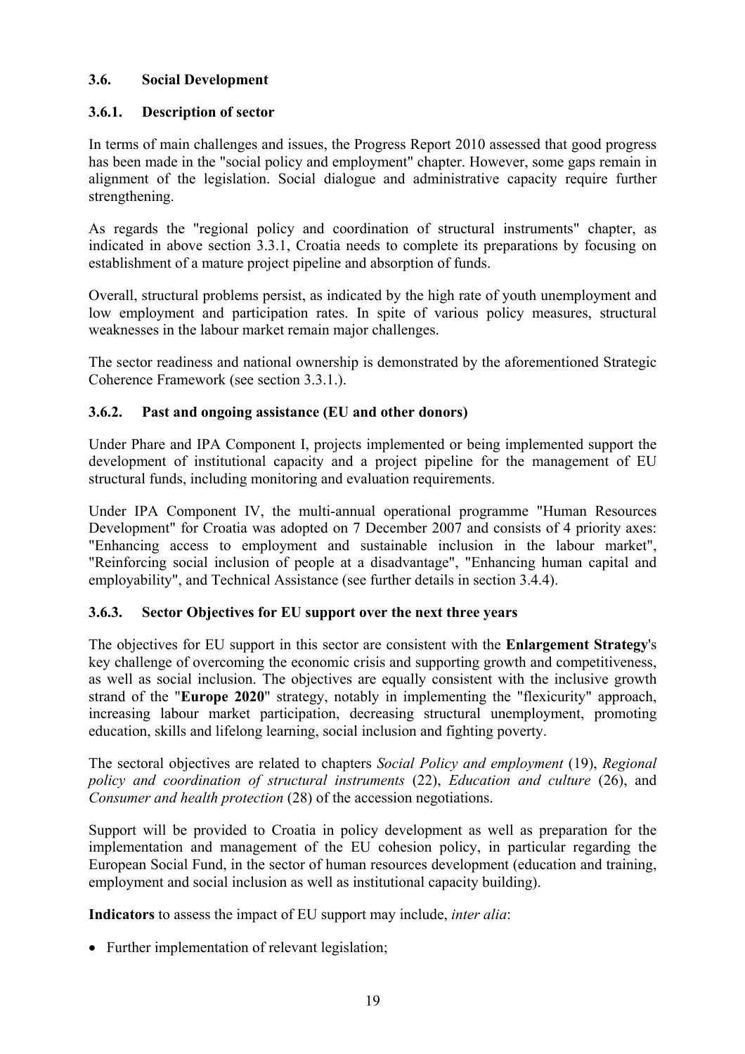### 3.6. Social Development

#### 3.6.1. Description of sector

In terms of main challenges and issues, the Progress Report 2010 assessed that good progress has been made in the "social policy and employment" chapter. However, some gaps remain in alignment of the legislation. Social dialogue and administrative capacity require further strengthening.

As regards the "regional policy and coordination of structural instruments" chapter, as indicated in above section 3.3.1, Croatia needs to complete its preparations by focusing on establishment of a mature project pipeline and absorption of funds.

Overall, structural problems persist, as indicated by the high rate of youth unemployment and low employment and participation rates. In spite of various policy measures, structural weaknesses in the labour market remain major challenges.

The sector readiness and national ownership is demonstrated by the aforementioned Strategic Coherence Framework (see section 3.3.1.).

#### 3.6.2. Past and ongoing assistance (EU and other donors)

Under Phare and IPA Component I, projects implemented or being implemented support the development of institutional capacity and a project pipeline for the management of EU structural funds, including monitoring and evaluation requirements.

Under IPA Component IV, the multi-annual operational programme "Human Resources Development" for Croatia was adopted on 7 December 2007 and consists of 4 priority axes: "Enhancing access to employment and sustainable inclusion in the labour market", "Reinforcing social inclusion of people at a disadvantage", "Enhancing human capital and employability", and Technical Assistance (see further details in section 3.4.4).

#### 3.6.3. Sector Objectives for EU support over the next three years

The objectives for EU support in this sector are consistent with the **Enlargement Strategy**'s key challenge of overcoming the economic crisis and supporting growth and competitiveness, as well as social inclusion. The objectives are equally consistent with the inclusive growth strand of the "**Europe 2020**" strategy, notably in implementing the "flexicurity" approach, increasing labour market participation, decreasing structural unemployment, promoting education, skills and lifelong learning, social inclusion and fighting poverty.

The sectoral objectives are related to chapters *Social Policy and employment* (19), *Regional policy and coordination of structural instruments* (22), *Education and culture* (26), and *Consumer and health protection* (28) of the accession negotiations.

Support will be provided to Croatia in policy development as well as preparation for the implementation and management of the EU cohesion policy, in particular regarding the European Social Fund, in the sector of human resources development (education and training, employment and social inclusion as well as institutional capacity building).

**Indicators** to assess the impact of EU support may include, *inter alia*:

- Further implementation of relevant legislation;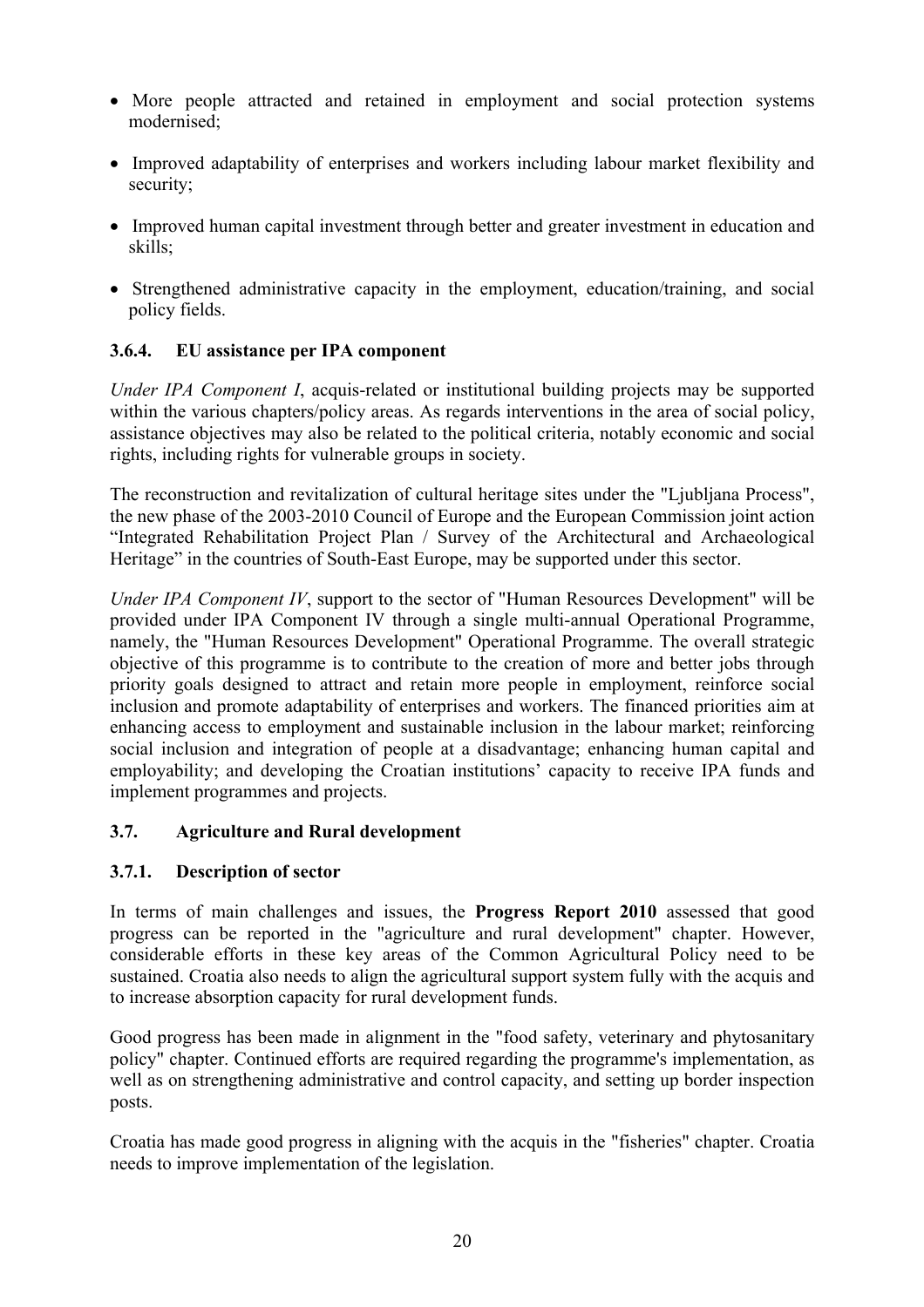- More people attracted and retained in employment and social protection systems modernised;
- Improved adaptability of enterprises and workers including labour market flexibility and security;
- Improved human capital investment through better and greater investment in education and skills;
- Strengthened administrative capacity in the employment, education/training, and social policy fields.

### 3.6.4. EU assistance per IPA component

*Under IPA Component I*, acquis-related or institutional building projects may be supported within the various chapters/policy areas. As regards interventions in the area of social policy, assistance objectives may also be related to the political criteria, notably economic and social rights, including rights for vulnerable groups in society.

The reconstruction and revitalization of cultural heritage sites under the "Ljubljana Process", the new phase of the 2003-2010 Council of Europe and the European Commission joint action "Integrated Rehabilitation Project Plan / Survey of the Architectural and Archaeological Heritage" in the countries of South-East Europe, may be supported under this sector.

*Under IPA Component IV*, support to the sector of "Human Resources Development" will be provided under IPA Component IV through a single multi-annual Operational Programme, namely, the "Human Resources Development" Operational Programme. The overall strategic objective of this programme is to contribute to the creation of more and better jobs through priority goals designed to attract and retain more people in employment, reinforce social inclusion and promote adaptability of enterprises and workers. The financed priorities aim at enhancing access to employment and sustainable inclusion in the labour market; reinforcing social inclusion and integration of people at a disadvantage; enhancing human capital and employability; and developing the Croatian institutions' capacity to receive IPA funds and implement programmes and projects.

## 3.7. Agriculture and Rural development

### 3.7.1. Description of sector

In terms of main challenges and issues, the **Progress Report 2010** assessed that good progress can be reported in the "agriculture and rural development" chapter. However, considerable efforts in these key areas of the Common Agricultural Policy need to be sustained. Croatia also needs to align the agricultural support system fully with the acquis and to increase absorption capacity for rural development funds.

Good progress has been made in alignment in the "food safety, veterinary and phytosanitary policy" chapter. Continued efforts are required regarding the programme's implementation, as well as on strengthening administrative and control capacity, and setting up border inspection posts.

Croatia has made good progress in aligning with the acquis in the "fisheries" chapter. Croatia needs to improve implementation of the legislation.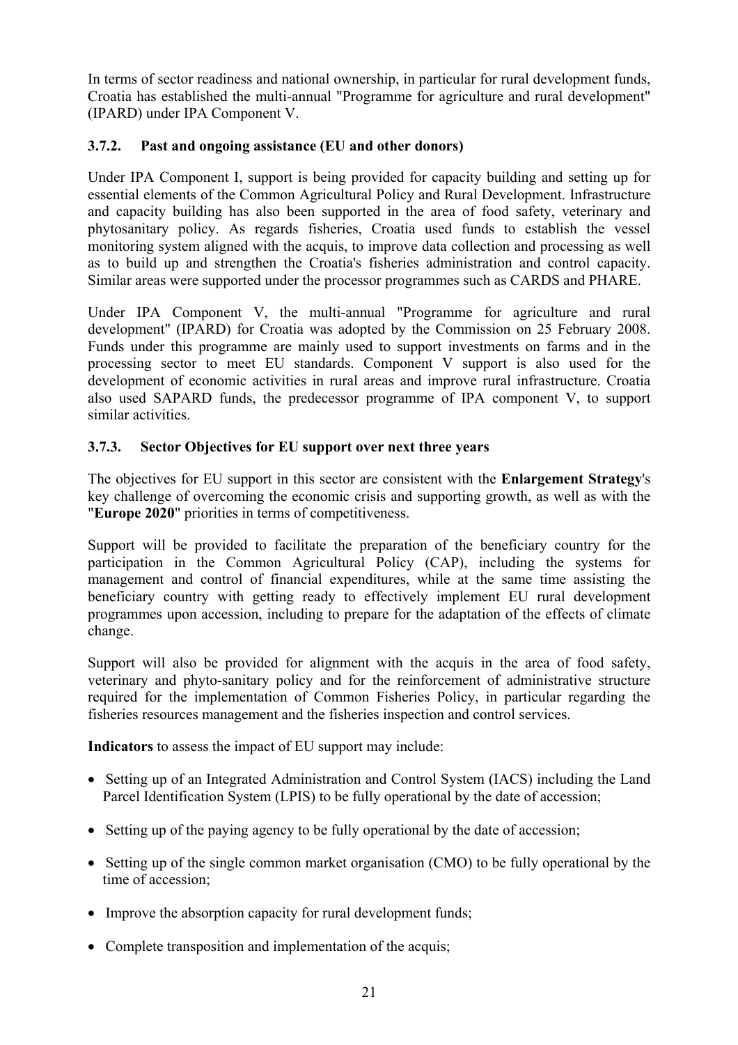In terms of sector readiness and national ownership, in particular for rural development funds, Croatia has established the multi-annual "Programme for agriculture and rural development" (IPARD) under IPA Component V.

### 3.7.2. Past and ongoing assistance (EU and other donors)

Under IPA Component I, support is being provided for capacity building and setting up for essential elements of the Common Agricultural Policy and Rural Development. Infrastructure and capacity building has also been supported in the area of food safety, veterinary and phytosanitary policy. As regards fisheries, Croatia used funds to establish the vessel monitoring system aligned with the acquis, to improve data collection and processing as well as to build up and strengthen the Croatia's fisheries administration and control capacity. Similar areas were supported under the processor programmes such as CARDS and PHARE.

Under IPA Component V, the multi-annual "Programme for agriculture and rural development" (IPARD) for Croatia was adopted by the Commission on 25 February 2008. Funds under this programme are mainly used to support investments on farms and in the processing sector to meet EU standards. Component V support is also used for the development of economic activities in rural areas and improve rural infrastructure. Croatia also used SAPARD funds, the predecessor programme of IPA component V, to support similar activities.

### 3.7.3. Sector Objectives for EU support over next three years

The objectives for EU support in this sector are consistent with the **Enlargement Strategy**'s key challenge of overcoming the economic crisis and supporting growth, as well as with the "**Europe 2020**" priorities in terms of competitiveness.

Support will be provided to facilitate the preparation of the beneficiary country for the participation in the Common Agricultural Policy (CAP), including the systems for management and control of financial expenditures, while at the same time assisting the beneficiary country with getting ready to effectively implement EU rural development programmes upon accession, including to prepare for the adaptation of the effects of climate change.

Support will also be provided for alignment with the acquis in the area of food safety, veterinary and phyto-sanitary policy and for the reinforcement of administrative structure required for the implementation of Common Fisheries Policy, in particular regarding the fisheries resources management and the fisheries inspection and control services.

**Indicators** to assess the impact of EU support may include:

- Setting up of an Integrated Administration and Control System (IACS) including the Land Parcel Identification System (LPIS) to be fully operational by the date of accession;
- Setting up of the paying agency to be fully operational by the date of accession;
- Setting up of the single common market organisation (CMO) to be fully operational by the time of accession;
- Improve the absorption capacity for rural development funds;
- Complete transposition and implementation of the acquis;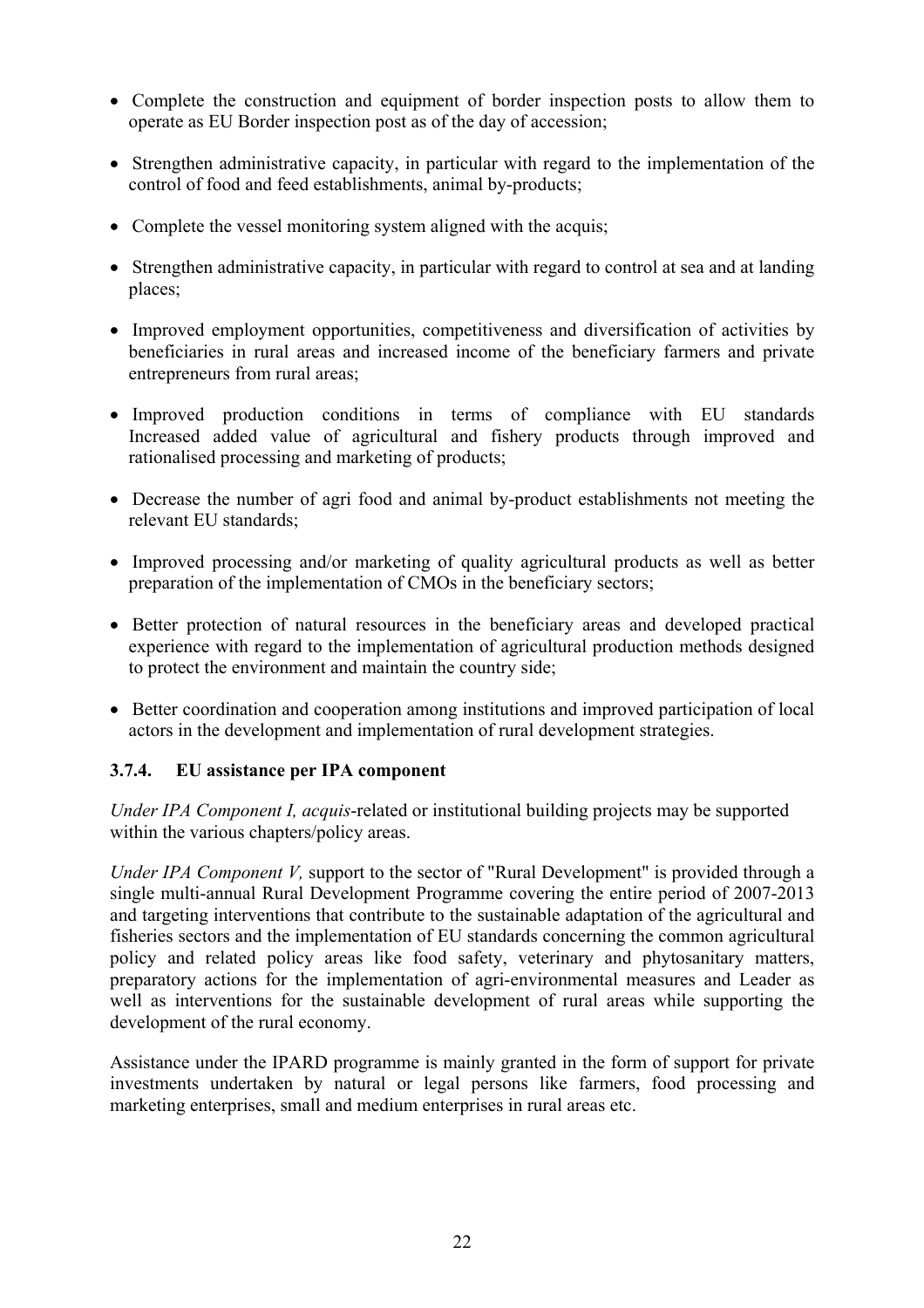- Complete the construction and equipment of border inspection posts to allow them to operate as EU Border inspection post as of the day of accession;
- Strengthen administrative capacity, in particular with regard to the implementation of the control of food and feed establishments, animal by-products;
- Complete the vessel monitoring system aligned with the acquis;
- Strengthen administrative capacity, in particular with regard to control at sea and at landing places;
- Improved employment opportunities, competitiveness and diversification of activities by beneficiaries in rural areas and increased income of the beneficiary farmers and private entrepreneurs from rural areas;
- Improved production conditions in terms of compliance with EU standards Increased added value of agricultural and fishery products through improved and rationalised processing and marketing of products;
- Decrease the number of agri food and animal by-product establishments not meeting the relevant EU standards;
- Improved processing and/or marketing of quality agricultural products as well as better preparation of the implementation of CMOs in the beneficiary sectors;
- Better protection of natural resources in the beneficiary areas and developed practical experience with regard to the implementation of agricultural production methods designed to protect the environment and maintain the country side;
- Better coordination and cooperation among institutions and improved participation of local actors in the development and implementation of rural development strategies.

### 3.7.4. EU assistance per IPA component

*Under IPA Component I, acquis*-related or institutional building projects may be supported within the various chapters/policy areas.

*Under IPA Component V,* support to the sector of "Rural Development" is provided through a single multi-annual Rural Development Programme covering the entire period of 2007-2013 and targeting interventions that contribute to the sustainable adaptation of the agricultural and fisheries sectors and the implementation of EU standards concerning the common agricultural policy and related policy areas like food safety, veterinary and phytosanitary matters, preparatory actions for the implementation of agri-environmental measures and Leader as well as interventions for the sustainable development of rural areas while supporting the development of the rural economy.

Assistance under the IPARD programme is mainly granted in the form of support for private investments undertaken by natural or legal persons like farmers, food processing and marketing enterprises, small and medium enterprises in rural areas etc.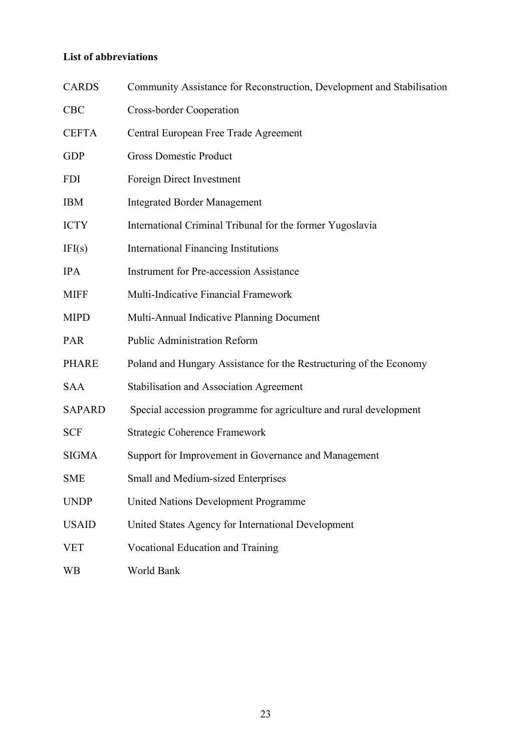**List of abbreviations**

| | |
|---|---|
| CARDS | Community Assistance for Reconstruction, Development and Stabilisation |
| CBC | Cross-border Cooperation |
| CEFTA | Central European Free Trade Agreement |
| GDP | Gross Domestic Product |
| FDI | Foreign Direct Investment |
| IBM | Integrated Border Management |
| ICTY | International Criminal Tribunal for the former Yugoslavia |
| IFI(s) | International Financing Institutions |
| IPA | Instrument for Pre-accession Assistance |
| MIFF | Multi-Indicative Financial Framework |
| MIPD | Multi-Annual Indicative Planning Document |
| PAR | Public Administration Reform |
| PHARE | Poland and Hungary Assistance for the Restructuring of the Economy |
| SAA | Stabilisation and Association Agreement |
| SAPARD | Special accession programme for agriculture and rural development |
| SCF | Strategic Coherence Framework |
| SIGMA | Support for Improvement in Governance and Management |
| SME | Small and Medium-sized Enterprises |
| UNDP | United Nations Development Programme |
| USAID | United States Agency for International Development |
| VET | Vocational Education and Training |
| WB | World Bank |